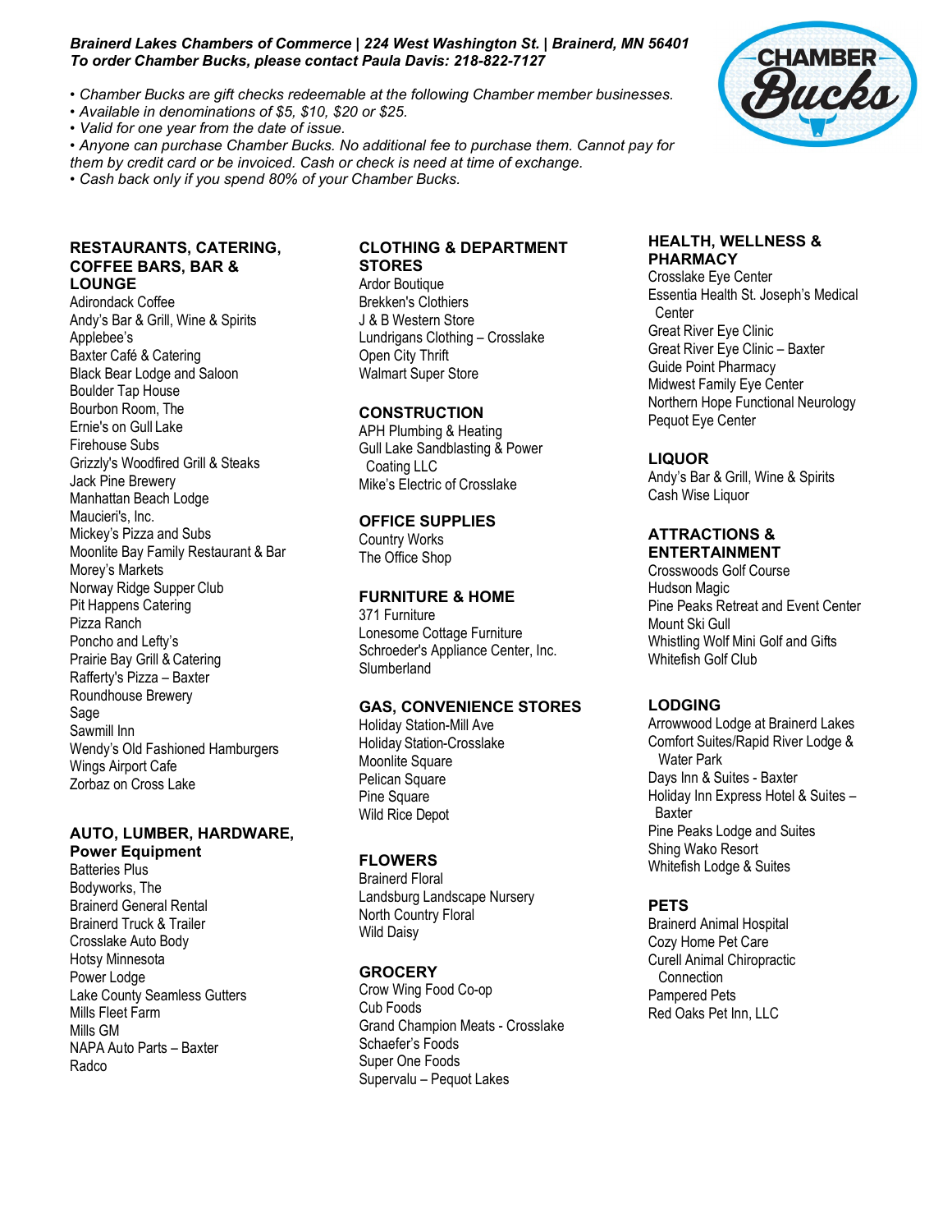***Brainerd Lakes Chambers of Commerce | 224 West Washington St. | Brainerd, MN 56401***
***To order Chamber Bucks, please contact Paula Davis: 218-822-7127***

- *Chamber Bucks are gift checks redeemable at the following Chamber member businesses.*
- *Available in denominations of $5, $10, $20 or $25.*
- *Valid for one year from the date of issue.*
- *Anyone can purchase Chamber Bucks. No additional fee to purchase them. Cannot pay for them by credit card or be invoiced. Cash or check is need at time of exchange.*
- *Cash back only if you spend 80% of your Chamber Bucks.*

## RESTAURANTS, CATERING, COFFEE BARS, BAR & LOUNGE

Adirondack Coffee
Andy's Bar & Grill, Wine & Spirits
Applebee's
Baxter Café & Catering
Black Bear Lodge and Saloon
Boulder Tap House
Bourbon Room, The
Ernie's on Gull Lake
Firehouse Subs
Grizzly's Woodfired Grill & Steaks
Jack Pine Brewery
Manhattan Beach Lodge
Maucieri's, Inc.
Mickey's Pizza and Subs
Moonlite Bay Family Restaurant & Bar
Morey's Markets
Norway Ridge Supper Club
Pit Happens Catering
Pizza Ranch
Poncho and Lefty's
Prairie Bay Grill & Catering
Rafferty's Pizza – Baxter
Roundhouse Brewery
Sage
Sawmill Inn
Wendy's Old Fashioned Hamburgers
Wings Airport Cafe
Zorbaz on Cross Lake

## AUTO, LUMBER, HARDWARE, Power Equipment

Batteries Plus
Bodyworks, The
Brainerd General Rental
Brainerd Truck & Trailer
Crosslake Auto Body
Hotsy Minnesota
Power Lodge
Lake County Seamless Gutters
Mills Fleet Farm
Mills GM
NAPA Auto Parts – Baxter
Radco

## CLOTHING & DEPARTMENT STORES

Ardor Boutique
Brekken's Clothiers
J & B Western Store
Lundrigans Clothing – Crosslake
Open City Thrift
Walmart Super Store

## CONSTRUCTION

APH Plumbing & Heating
Gull Lake Sandblasting & Power Coating LLC
Mike's Electric of Crosslake

## OFFICE SUPPLIES

Country Works
The Office Shop

## FURNITURE & HOME

371 Furniture
Lonesome Cottage Furniture
Schroeder's Appliance Center, Inc.
Slumberland

## GAS, CONVENIENCE STORES

Holiday Station-Mill Ave
Holiday Station-Crosslake
Moonlite Square
Pelican Square
Pine Square
Wild Rice Depot

## FLOWERS

Brainerd Floral
Landsburg Landscape Nursery
North Country Floral
Wild Daisy

## GROCERY

Crow Wing Food Co-op
Cub Foods
Grand Champion Meats - Crosslake
Schaefer's Foods
Super One Foods
Supervalu – Pequot Lakes

## HEALTH, WELLNESS & PHARMACY

Crosslake Eye Center
Essentia Health St. Joseph's Medical Center
Great River Eye Clinic
Great River Eye Clinic – Baxter
Guide Point Pharmacy
Midwest Family Eye Center
Northern Hope Functional Neurology
Pequot Eye Center

## LIQUOR

Andy's Bar & Grill, Wine & Spirits
Cash Wise Liquor

## ATTRACTIONS & ENTERTAINMENT

Crosswoods Golf Course
Hudson Magic
Pine Peaks Retreat and Event Center
Mount Ski Gull
Whistling Wolf Mini Golf and Gifts
Whitefish Golf Club

## LODGING

Arrowwood Lodge at Brainerd Lakes
Comfort Suites/Rapid River Lodge & Water Park
Days Inn & Suites - Baxter
Holiday Inn Express Hotel & Suites – Baxter
Pine Peaks Lodge and Suites
Shing Wako Resort
Whitefish Lodge & Suites

## PETS

Brainerd Animal Hospital
Cozy Home Pet Care
Curell Animal Chiropractic Connection
Pampered Pets
Red Oaks Pet Inn, LLC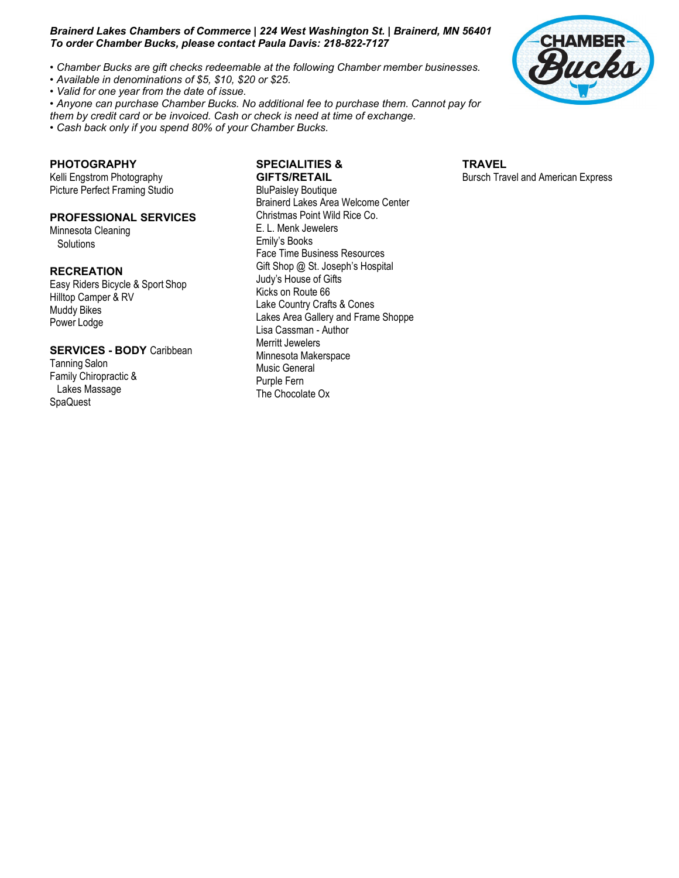***Brainerd Lakes Chambers of Commerce | 224 West Washington St. | Brainerd, MN 56401***
***To order Chamber Bucks, please contact Paula Davis: 218-822-7127***

- *Chamber Bucks are gift checks redeemable at the following Chamber member businesses.*
- *Available in denominations of $5, $10, $20 or $25.*
- *Valid for one year from the date of issue.*
- *Anyone can purchase Chamber Bucks. No additional fee to purchase them. Cannot pay for them by credit card or be invoiced. Cash or check is need at time of exchange.*
- *Cash back only if you spend 80% of your Chamber Bucks.*

**PHOTOGRAPHY**

Kelli Engstrom Photography
Picture Perfect Framing Studio

**PROFESSIONAL SERVICES**

Minnesota Cleaning Solutions

**RECREATION**

Easy Riders Bicycle & Sport Shop
Hilltop Camper & RV
Muddy Bikes
Power Lodge

**SERVICES - BODY**

Caribbean Tanning Salon
Family Chiropractic & Lakes Massage
SpaQuest

**SPECIALITIES & GIFTS/RETAIL**

BluPaisley Boutique
Brainerd Lakes Area Welcome Center
Christmas Point Wild Rice Co.
E. L. Menk Jewelers
Emily's Books
Face Time Business Resources
Gift Shop @ St. Joseph's Hospital
Judy's House of Gifts
Kicks on Route 66
Lake Country Crafts & Cones
Lakes Area Gallery and Frame Shoppe
Lisa Cassman - Author
Merritt Jewelers
Minnesota Makerspace
Music General
Purple Fern
The Chocolate Ox

**TRAVEL**

Bursch Travel and American Express